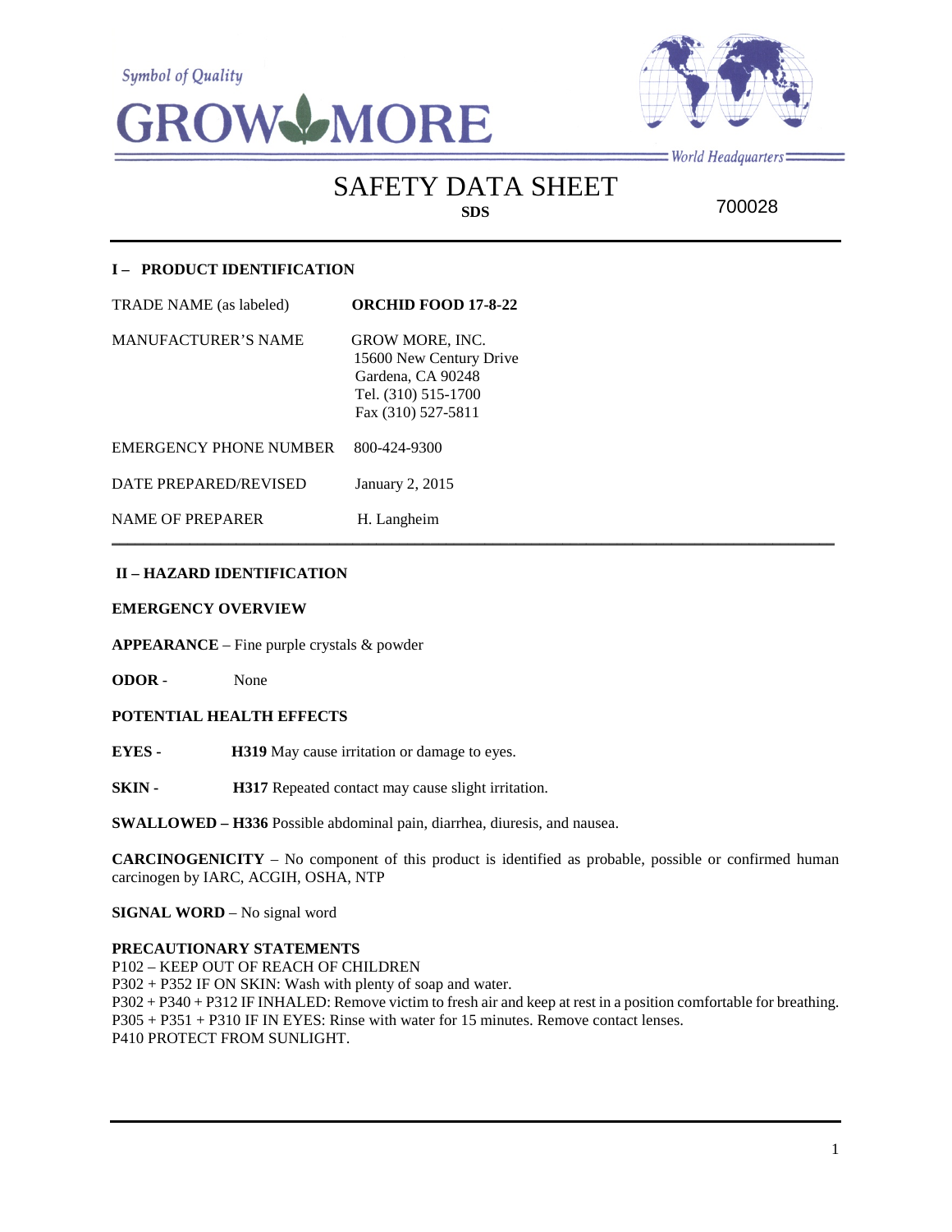Symbol of Quality

GROW MORE

World Headquarters

# SAFETY DATA SHEET

**SDS**

700028

## I – PRODUCT IDENTIFICATION

TRADE NAME (as labeled) **ORCHID FOOD 17-8-22**

MANUFACTURER'S NAME GROW MORE, INC.
15600 New Century Drive
Gardena, CA 90248
Tel. (310) 515-1700
Fax (310) 527-5811

EMERGENCY PHONE NUMBER 800-424-9300

DATE PREPARED/REVISED January 2, 2015

NAME OF PREPARER H. Langheim

## II – HAZARD IDENTIFICATION

**EMERGENCY OVERVIEW**

**APPEARANCE** – Fine purple crystals & powder

**ODOR** - None

**POTENTIAL HEALTH EFFECTS**

**EYES -** **H319** May cause irritation or damage to eyes.

**SKIN -** **H317** Repeated contact may cause slight irritation.

**SWALLOWED – H336** Possible abdominal pain, diarrhea, diuresis, and nausea.

**CARCINOGENICITY** – No component of this product is identified as probable, possible or confirmed human carcinogen by IARC, ACGIH, OSHA, NTP

**SIGNAL WORD** – No signal word

**PRECAUTIONARY STATEMENTS**
P102 – KEEP OUT OF REACH OF CHILDREN
P302 + P352 IF ON SKIN: Wash with plenty of soap and water.
P302 + P340 + P312 IF INHALED: Remove victim to fresh air and keep at rest in a position comfortable for breathing.
P305 + P351 + P310 IF IN EYES: Rinse with water for 15 minutes. Remove contact lenses.
P410 PROTECT FROM SUNLIGHT.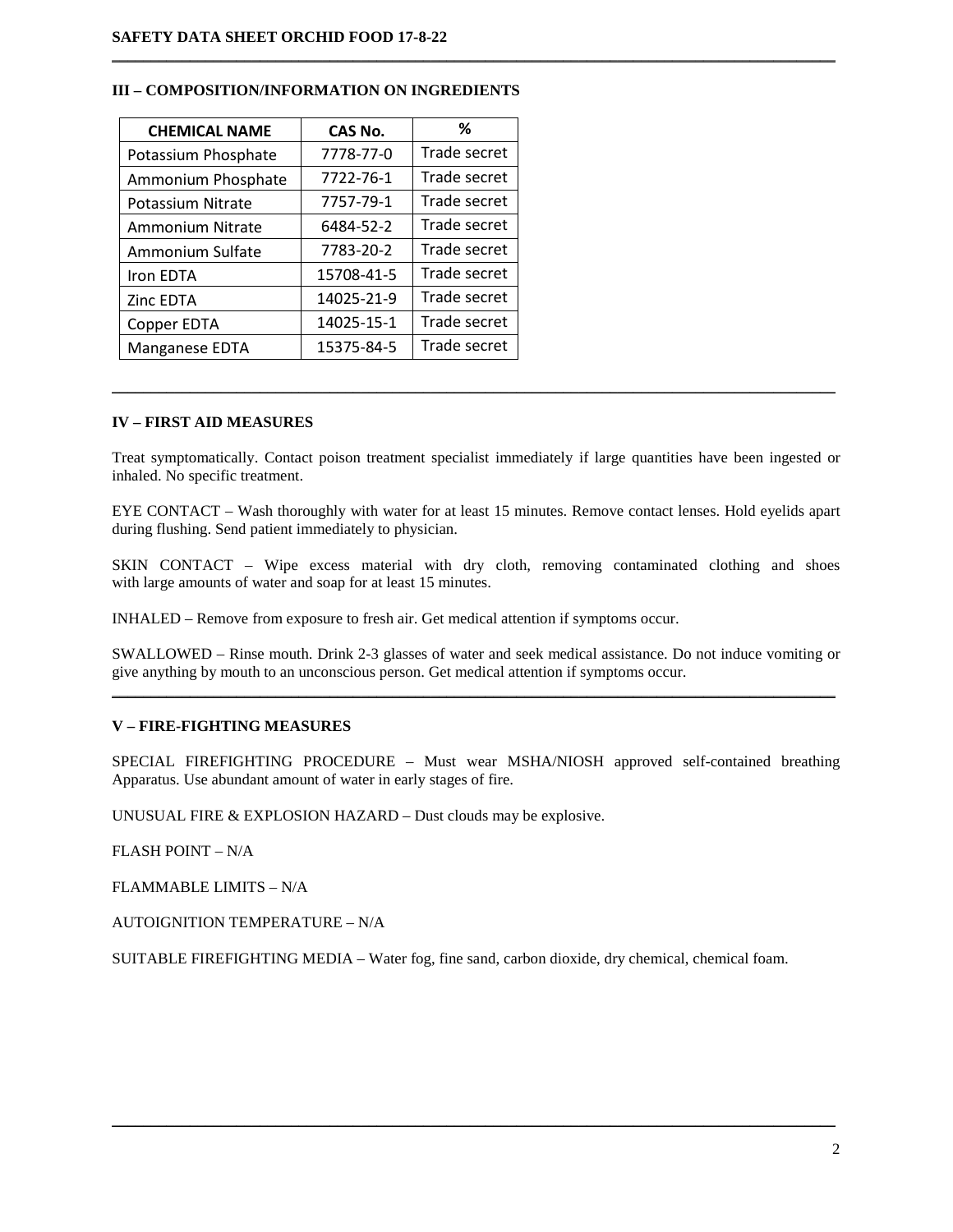## III – COMPOSITION/INFORMATION ON INGREDIENTS

| CHEMICAL NAME | CAS No. | % |
| --- | --- | --- |
| Potassium Phosphate | 7778-77-0 | Trade secret |
| Ammonium Phosphate | 7722-76-1 | Trade secret |
| Potassium Nitrate | 7757-79-1 | Trade secret |
| Ammonium Nitrate | 6484-52-2 | Trade secret |
| Ammonium Sulfate | 7783-20-2 | Trade secret |
| Iron EDTA | 15708-41-5 | Trade secret |
| Zinc EDTA | 14025-21-9 | Trade secret |
| Copper EDTA | 14025-15-1 | Trade secret |
| Manganese EDTA | 15375-84-5 | Trade secret |

## IV – FIRST AID MEASURES

Treat symptomatically. Contact poison treatment specialist immediately if large quantities have been ingested or inhaled. No specific treatment.

EYE CONTACT – Wash thoroughly with water for at least 15 minutes. Remove contact lenses. Hold eyelids apart during flushing. Send patient immediately to physician.

SKIN CONTACT – Wipe excess material with dry cloth, removing contaminated clothing and shoes with large amounts of water and soap for at least 15 minutes.

INHALED – Remove from exposure to fresh air. Get medical attention if symptoms occur.

SWALLOWED – Rinse mouth. Drink 2-3 glasses of water and seek medical assistance. Do not induce vomiting or give anything by mouth to an unconscious person. Get medical attention if symptoms occur.

## V – FIRE-FIGHTING MEASURES

SPECIAL FIREFIGHTING PROCEDURE – Must wear MSHA/NIOSH approved self-contained breathing Apparatus. Use abundant amount of water in early stages of fire.

UNUSUAL FIRE & EXPLOSION HAZARD – Dust clouds may be explosive.

FLASH POINT – N/A

FLAMMABLE LIMITS – N/A

AUTOIGNITION TEMPERATURE – N/A

SUITABLE FIREFIGHTING MEDIA – Water fog, fine sand, carbon dioxide, dry chemical, chemical foam.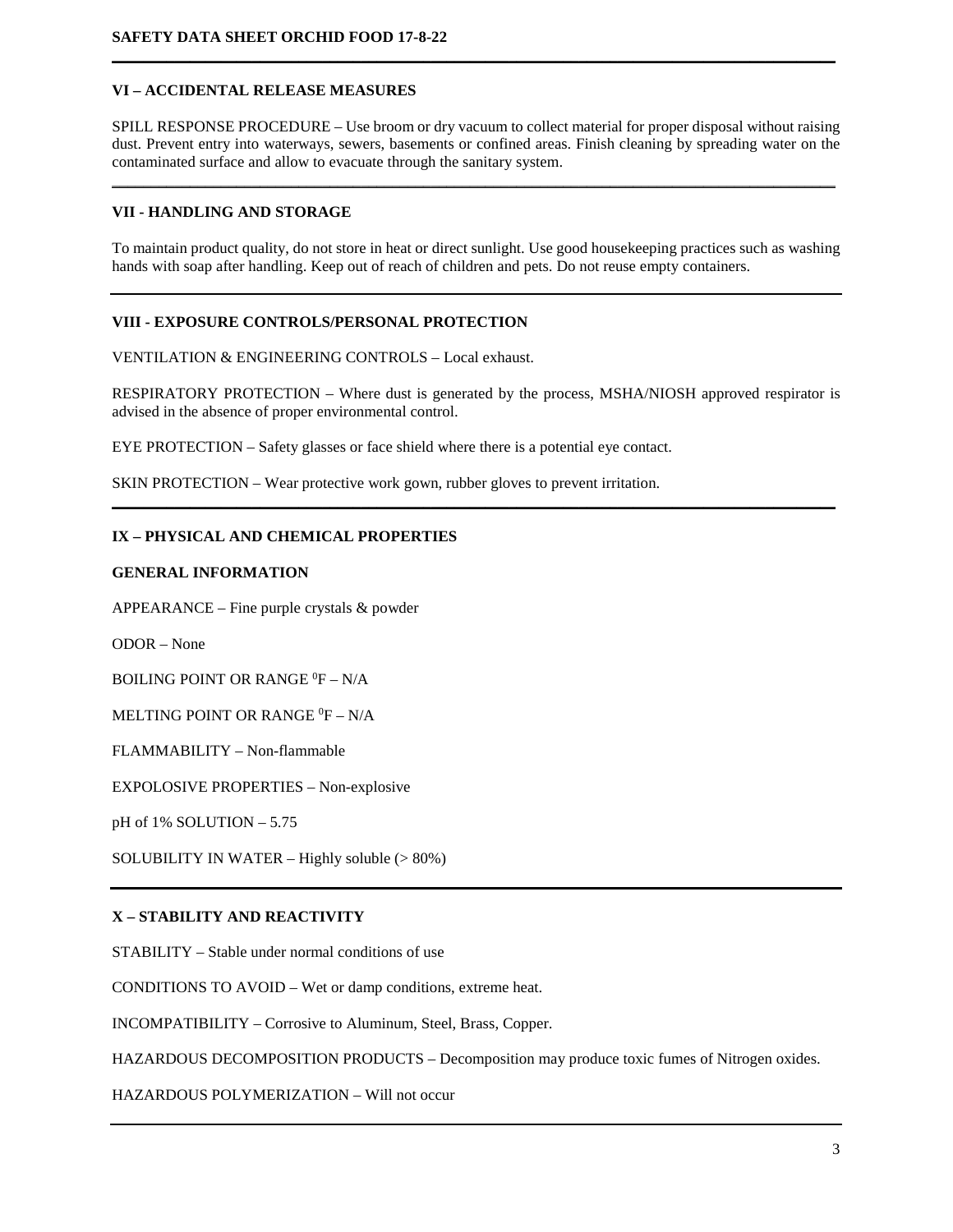## VI – ACCIDENTAL RELEASE MEASURES

SPILL RESPONSE PROCEDURE – Use broom or dry vacuum to collect material for proper disposal without raising dust. Prevent entry into waterways, sewers, basements or confined areas. Finish cleaning by spreading water on the contaminated surface and allow to evacuate through the sanitary system.

## VII - HANDLING AND STORAGE

To maintain product quality, do not store in heat or direct sunlight. Use good housekeeping practices such as washing hands with soap after handling. Keep out of reach of children and pets. Do not reuse empty containers.

## VIII - EXPOSURE CONTROLS/PERSONAL PROTECTION

VENTILATION & ENGINEERING CONTROLS – Local exhaust.

RESPIRATORY PROTECTION – Where dust is generated by the process, MSHA/NIOSH approved respirator is advised in the absence of proper environmental control.

EYE PROTECTION – Safety glasses or face shield where there is a potential eye contact.

SKIN PROTECTION – Wear protective work gown, rubber gloves to prevent irritation.

## IX – PHYSICAL AND CHEMICAL PROPERTIES

**GENERAL INFORMATION**

APPEARANCE – Fine purple crystals & powder

ODOR – None

BOILING POINT OR RANGE $^0$F – N/A

MELTING POINT OR RANGE $^0$F – N/A

FLAMMABILITY – Non-flammable

EXPOLOSIVE PROPERTIES – Non-explosive

pH of 1% SOLUTION – 5.75

SOLUBILITY IN WATER – Highly soluble (> 80%)

## X – STABILITY AND REACTIVITY

STABILITY – Stable under normal conditions of use

CONDITIONS TO AVOID – Wet or damp conditions, extreme heat.

INCOMPATIBILITY – Corrosive to Aluminum, Steel, Brass, Copper.

HAZARDOUS DECOMPOSITION PRODUCTS – Decomposition may produce toxic fumes of Nitrogen oxides.

HAZARDOUS POLYMERIZATION – Will not occur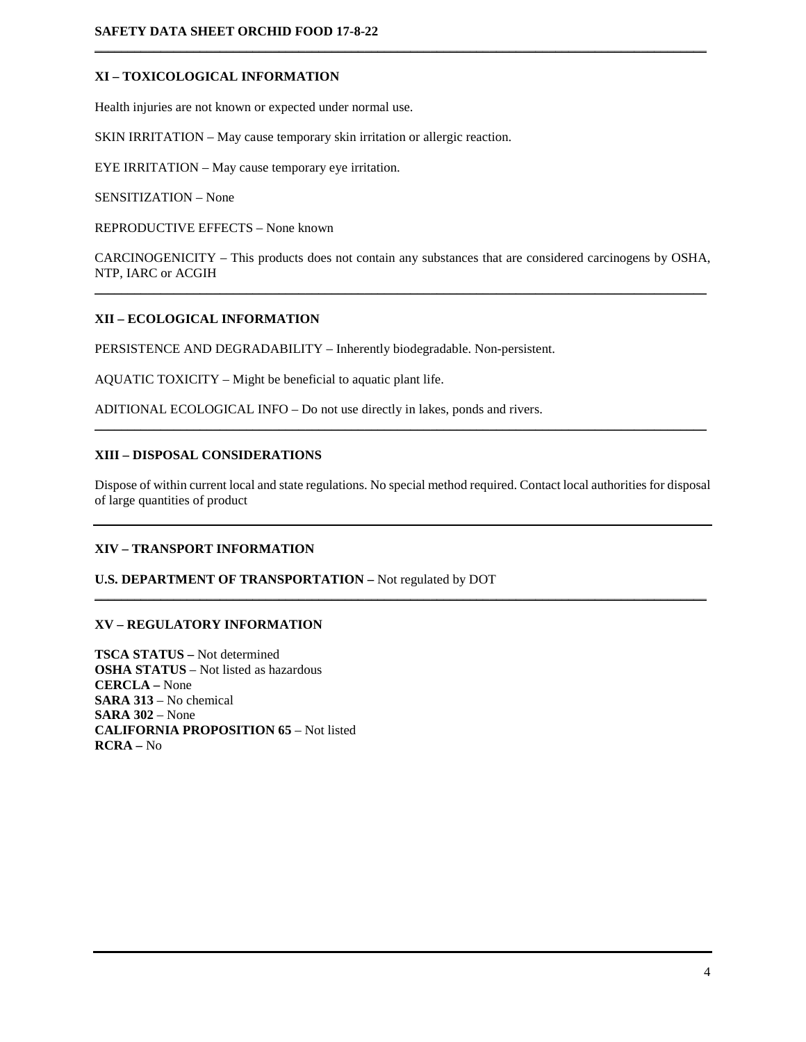## XI – TOXICOLOGICAL INFORMATION

Health injuries are not known or expected under normal use.

SKIN IRRITATION – May cause temporary skin irritation or allergic reaction.

EYE IRRITATION – May cause temporary eye irritation.

SENSITIZATION – None

REPRODUCTIVE EFFECTS – None known

CARCINOGENICITY – This products does not contain any substances that are considered carcinogens by OSHA, NTP, IARC or ACGIH

## XII – ECOLOGICAL INFORMATION

PERSISTENCE AND DEGRADABILITY – Inherently biodegradable. Non-persistent.

AQUATIC TOXICITY – Might be beneficial to aquatic plant life.

ADITIONAL ECOLOGICAL INFO – Do not use directly in lakes, ponds and rivers.

## XIII – DISPOSAL CONSIDERATIONS

Dispose of within current local and state regulations. No special method required. Contact local authorities for disposal of large quantities of product

## XIV – TRANSPORT INFORMATION

**U.S. DEPARTMENT OF TRANSPORTATION –** Not regulated by DOT

## XV – REGULATORY INFORMATION

**TSCA STATUS –** Not determined
**OSHA STATUS** – Not listed as hazardous
**CERCLA –** None
**SARA 313** – No chemical
**SARA 302** – None
**CALIFORNIA PROPOSITION 65** – Not listed
**RCRA –** No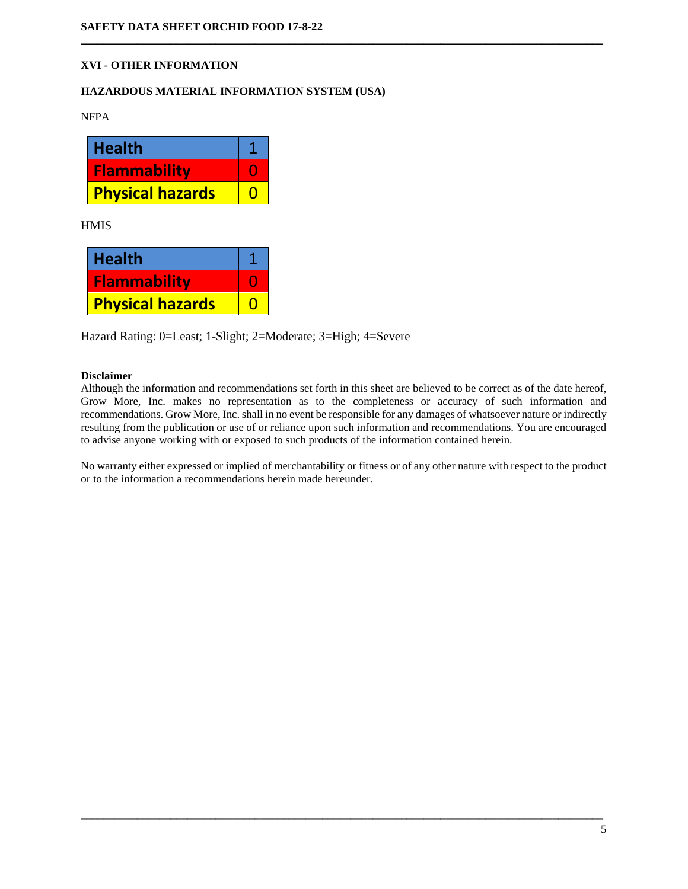## XVI - OTHER INFORMATION

### HAZARDOUS MATERIAL INFORMATION SYSTEM (USA)

NFPA

| | |
|---|---|
| **Health** | 1 |
| **Flammability** | 0 |
| **Physical hazards** | 0 |

HMIS

| | |
|---|---|
| **Health** | 1 |
| **Flammability** | 0 |
| **Physical hazards** | 0 |

Hazard Rating: 0=Least; 1-Slight; 2=Moderate; 3=High; 4=Severe

**Disclaimer**

Although the information and recommendations set forth in this sheet are believed to be correct as of the date hereof, Grow More, Inc. makes no representation as to the completeness or accuracy of such information and recommendations. Grow More, Inc. shall in no event be responsible for any damages of whatsoever nature or indirectly resulting from the publication or use of or reliance upon such information and recommendations. You are encouraged to advise anyone working with or exposed to such products of the information contained herein.

No warranty either expressed or implied of merchantability or fitness or of any other nature with respect to the product or to the information a recommendations herein made hereunder.